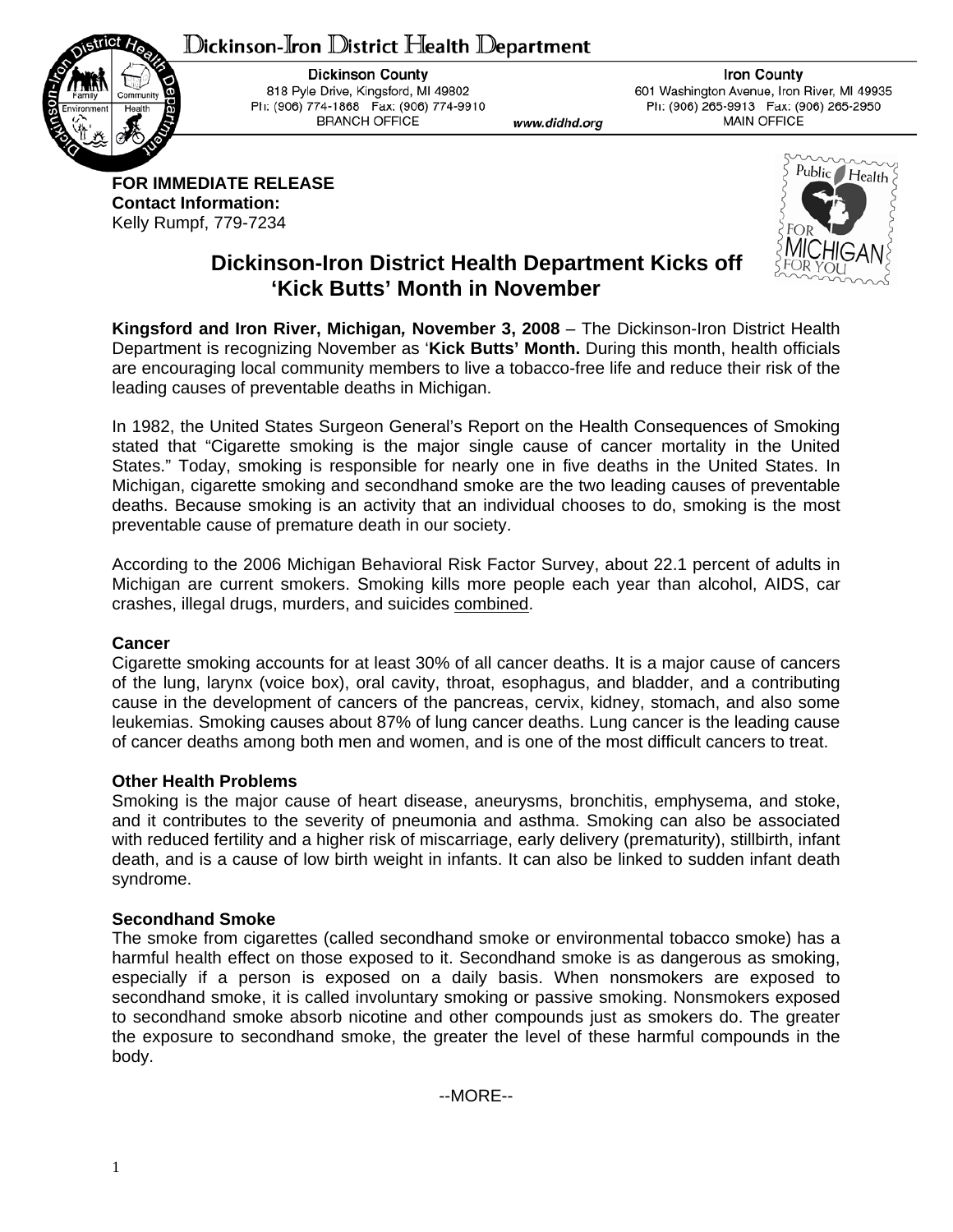# Dickinson-Iron District Health Department

**Dickinson County**
818 Pyle Drive, Kingsford, MI 49802
Ph: (906) 774-1868 Fax: (906) 774-9910
BRANCH OFFICE

www.didhd.org

**Iron County**
601 Washington Avenue, Iron River, MI 49935
Ph: (906) 265-9913 Fax: (906) 265-2950
MAIN OFFICE

**FOR IMMEDIATE RELEASE**
**Contact Information:**
Kelly Rumpf, 779-7234

## Dickinson-Iron District Health Department Kicks off 'Kick Butts' Month in November

**Kingsford and Iron River, Michigan, November 3, 2008** – The Dickinson-Iron District Health Department is recognizing November as '**Kick Butts' Month.** During this month, health officials are encouraging local community members to live a tobacco-free life and reduce their risk of the leading causes of preventable deaths in Michigan.

In 1982, the United States Surgeon General's Report on the Health Consequences of Smoking stated that "Cigarette smoking is the major single cause of cancer mortality in the United States." Today, smoking is responsible for nearly one in five deaths in the United States. In Michigan, cigarette smoking and secondhand smoke are the two leading causes of preventable deaths. Because smoking is an activity that an individual chooses to do, smoking is the most preventable cause of premature death in our society.

According to the 2006 Michigan Behavioral Risk Factor Survey, about 22.1 percent of adults in Michigan are current smokers. Smoking kills more people each year than alcohol, AIDS, car crashes, illegal drugs, murders, and suicides combined.

### Cancer

Cigarette smoking accounts for at least 30% of all cancer deaths. It is a major cause of cancers of the lung, larynx (voice box), oral cavity, throat, esophagus, and bladder, and a contributing cause in the development of cancers of the pancreas, cervix, kidney, stomach, and also some leukemias. Smoking causes about 87% of lung cancer deaths. Lung cancer is the leading cause of cancer deaths among both men and women, and is one of the most difficult cancers to treat.

### Other Health Problems

Smoking is the major cause of heart disease, aneurysms, bronchitis, emphysema, and stoke, and it contributes to the severity of pneumonia and asthma. Smoking can also be associated with reduced fertility and a higher risk of miscarriage, early delivery (prematurity), stillbirth, infant death, and is a cause of low birth weight in infants. It can also be linked to sudden infant death syndrome.

### Secondhand Smoke

The smoke from cigarettes (called secondhand smoke or environmental tobacco smoke) has a harmful health effect on those exposed to it. Secondhand smoke is as dangerous as smoking, especially if a person is exposed on a daily basis. When nonsmokers are exposed to secondhand smoke, it is called involuntary smoking or passive smoking. Nonsmokers exposed to secondhand smoke absorb nicotine and other compounds just as smokers do. The greater the exposure to secondhand smoke, the greater the level of these harmful compounds in the body.

--MORE--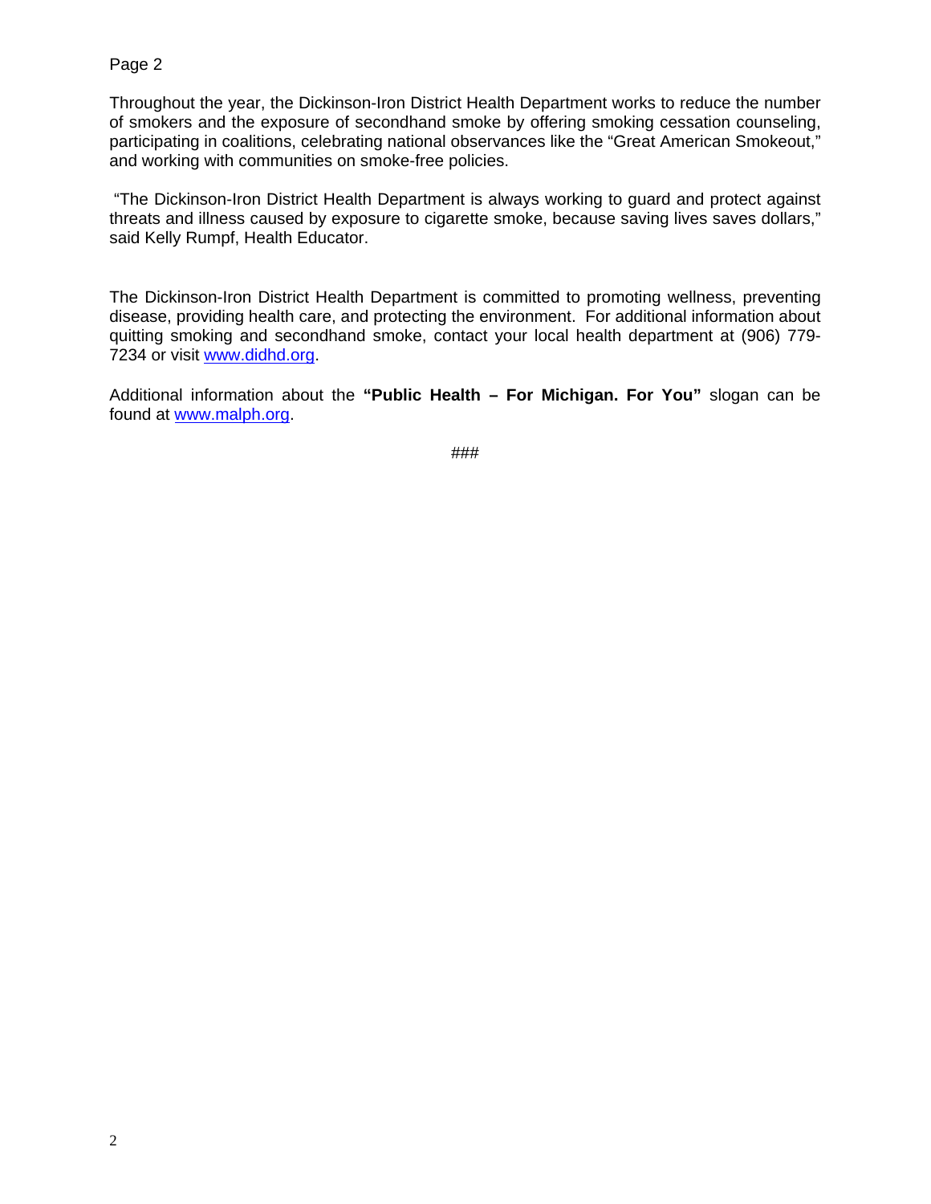Throughout the year, the Dickinson-Iron District Health Department works to reduce the number of smokers and the exposure of secondhand smoke by offering smoking cessation counseling, participating in coalitions, celebrating national observances like the "Great American Smokeout," and working with communities on smoke-free policies.

"The Dickinson-Iron District Health Department is always working to guard and protect against threats and illness caused by exposure to cigarette smoke, because saving lives saves dollars," said Kelly Rumpf, Health Educator.

The Dickinson-Iron District Health Department is committed to promoting wellness, preventing disease, providing health care, and protecting the environment. For additional information about quitting smoking and secondhand smoke, contact your local health department at (906) 779-7234 or visit www.didhd.org.

Additional information about the **"Public Health – For Michigan. For You"** slogan can be found at www.malph.org.

###